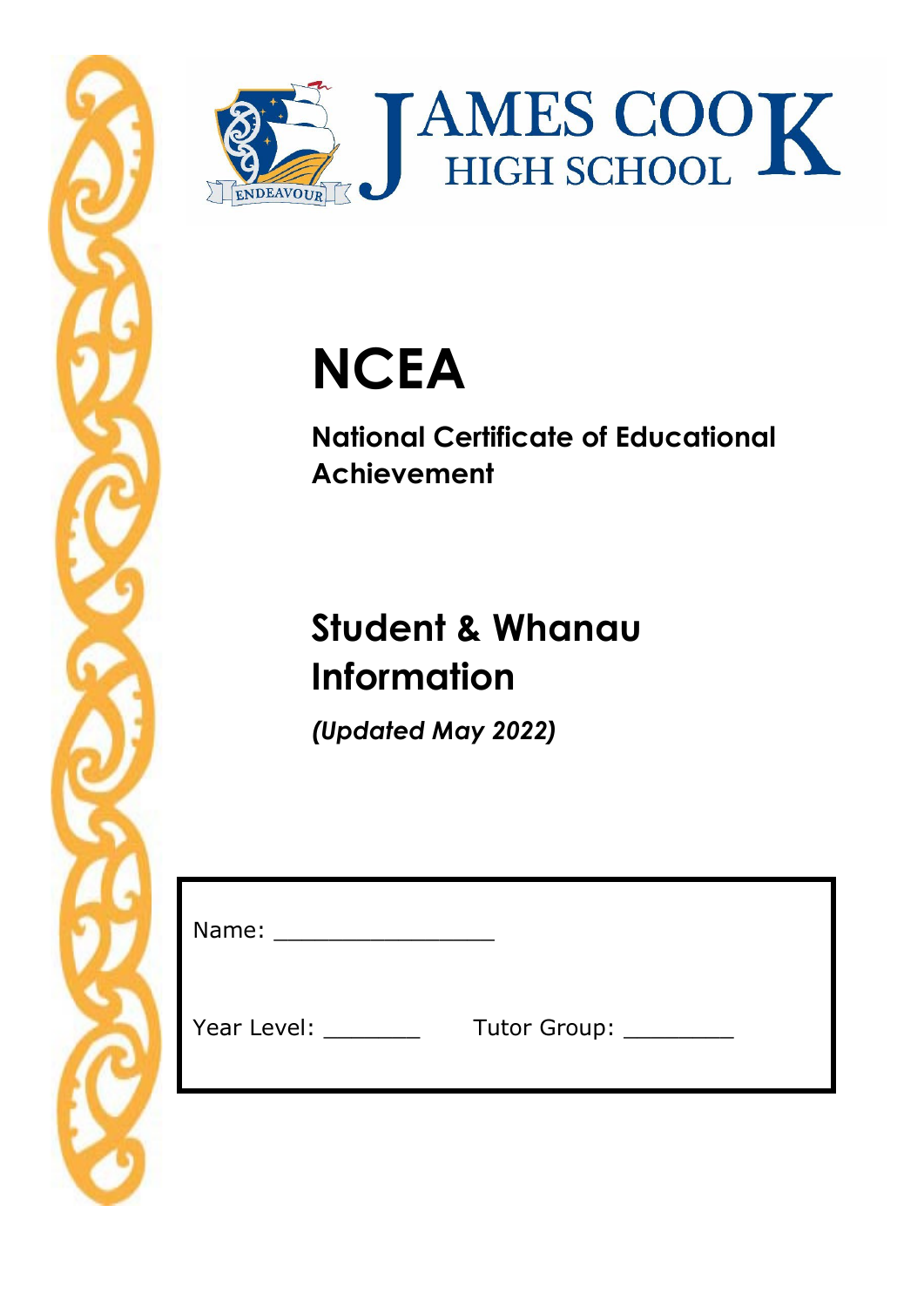JAMES COOK HIGH SCHOOL

ENDEAVOUR

# NCEA

**National Certificate of Educational Achievement**

## Student & Whanau Information

***(Updated May 2022)***

Name: ________________

Year Level: _______ Tutor Group: ________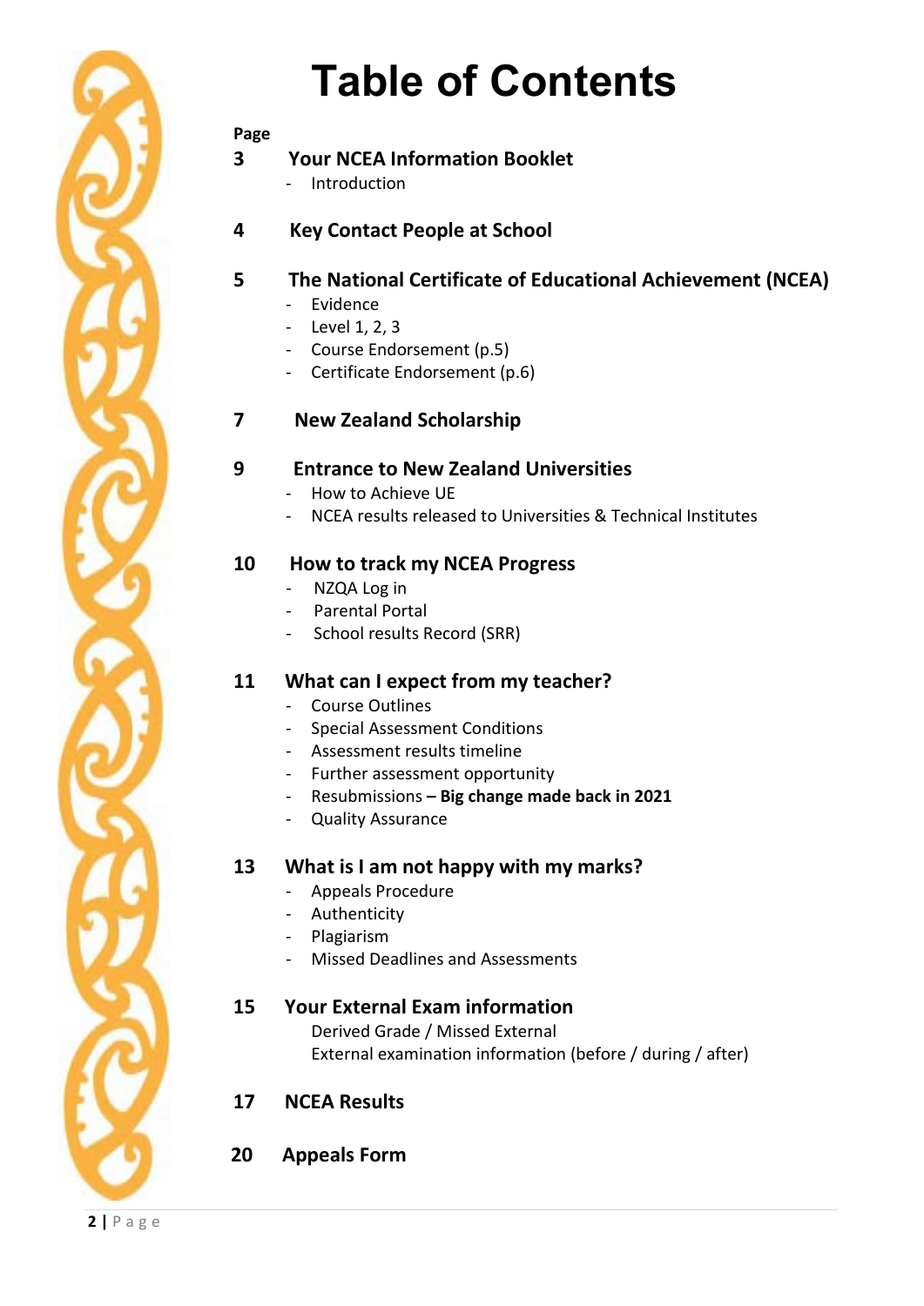# Table of Contents

**Page**

**3 Your NCEA Information Booklet**
- Introduction

**4 Key Contact People at School**

**5 The National Certificate of Educational Achievement (NCEA)**
- Evidence
- Level 1, 2, 3
- Course Endorsement (p.5)
- Certificate Endorsement (p.6)

**7 New Zealand Scholarship**

**9 Entrance to New Zealand Universities**
- How to Achieve UE
- NCEA results released to Universities & Technical Institutes

**10 How to track my NCEA Progress**
- NZQA Log in
- Parental Portal
- School results Record (SRR)

**11 What can I expect from my teacher?**
- Course Outlines
- Special Assessment Conditions
- Assessment results timeline
- Further assessment opportunity
- Resubmissions **– Big change made back in 2021**
- Quality Assurance

**13 What is I am not happy with my marks?**
- Appeals Procedure
- Authenticity
- Plagiarism
- Missed Deadlines and Assessments

**15 Your External Exam information**

Derived Grade / Missed External
External examination information (before / during / after)

**17 NCEA Results**

**20 Appeals Form**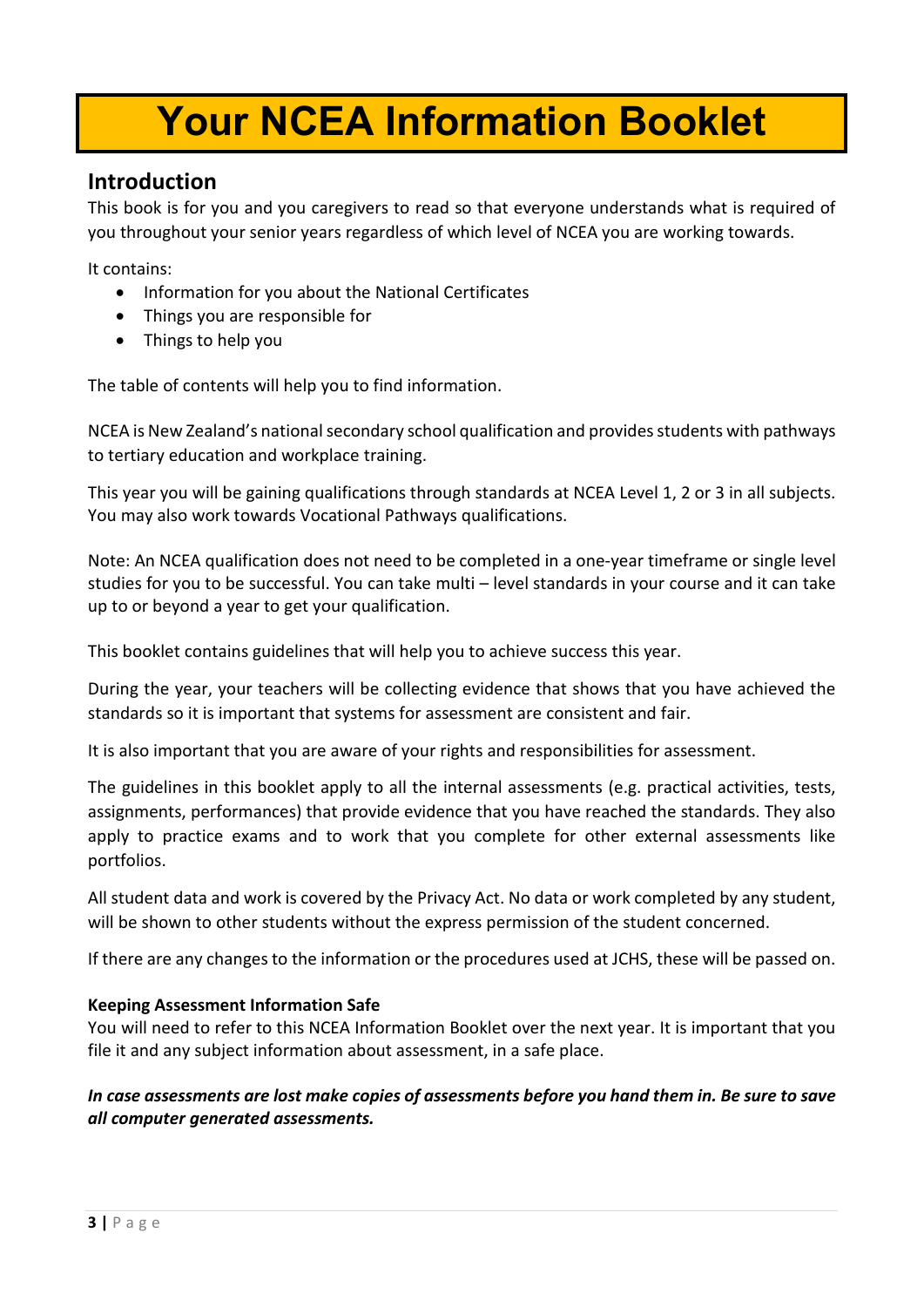# Your NCEA Information Booklet

## Introduction

This book is for you and you caregivers to read so that everyone understands what is required of you throughout your senior years regardless of which level of NCEA you are working towards.

It contains:

- Information for you about the National Certificates
- Things you are responsible for
- Things to help you

The table of contents will help you to find information.

NCEA is New Zealand's national secondary school qualification and provides students with pathways to tertiary education and workplace training.

This year you will be gaining qualifications through standards at NCEA Level 1, 2 or 3 in all subjects. You may also work towards Vocational Pathways qualifications.

Note: An NCEA qualification does not need to be completed in a one-year timeframe or single level studies for you to be successful. You can take multi – level standards in your course and it can take up to or beyond a year to get your qualification.

This booklet contains guidelines that will help you to achieve success this year.

During the year, your teachers will be collecting evidence that shows that you have achieved the standards so it is important that systems for assessment are consistent and fair.

It is also important that you are aware of your rights and responsibilities for assessment.

The guidelines in this booklet apply to all the internal assessments (e.g. practical activities, tests, assignments, performances) that provide evidence that you have reached the standards. They also apply to practice exams and to work that you complete for other external assessments like portfolios.

All student data and work is covered by the Privacy Act. No data or work completed by any student, will be shown to other students without the express permission of the student concerned.

If there are any changes to the information or the procedures used at JCHS, these will be passed on.

**Keeping Assessment Information Safe**

You will need to refer to this NCEA Information Booklet over the next year. It is important that you file it and any subject information about assessment, in a safe place.

***In case assessments are lost make copies of assessments before you hand them in. Be sure to save all computer generated assessments.***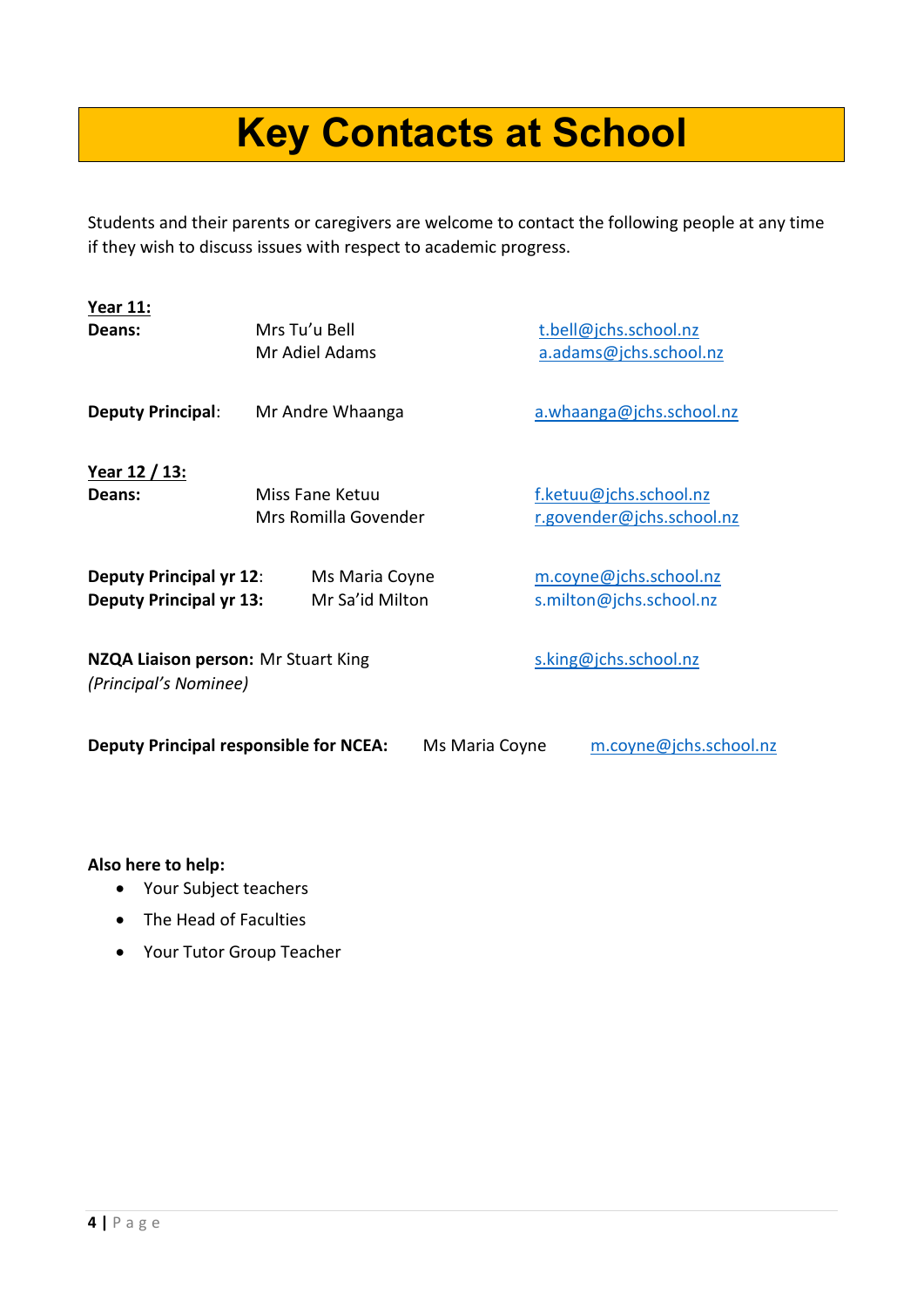# Key Contacts at School

Students and their parents or caregivers are welcome to contact the following people at any time if they wish to discuss issues with respect to academic progress.

**Year 11:**

**Deans:** Mrs Tu'u Bell — t.bell@jchs.school.nz
Mr Adiel Adams — a.adams@jchs.school.nz

**Deputy Principal**: Mr Andre Whaanga — a.whaanga@jchs.school.nz

**Year 12 / 13:**

**Deans:** Miss Fane Ketuu — f.ketuu@jchs.school.nz
Mrs Romilla Govender — r.govender@jchs.school.nz

**Deputy Principal yr 12**: Ms Maria Coyne — m.coyne@jchs.school.nz
**Deputy Principal yr 13:** Mr Sa'id Milton — s.milton@jchs.school.nz

**NZQA Liaison person:** Mr Stuart King — s.king@jchs.school.nz
*(Principal's Nominee)*

**Deputy Principal responsible for NCEA:** Ms Maria Coyne — m.coyne@jchs.school.nz

**Also here to help:**

- Your Subject teachers
- The Head of Faculties
- Your Tutor Group Teacher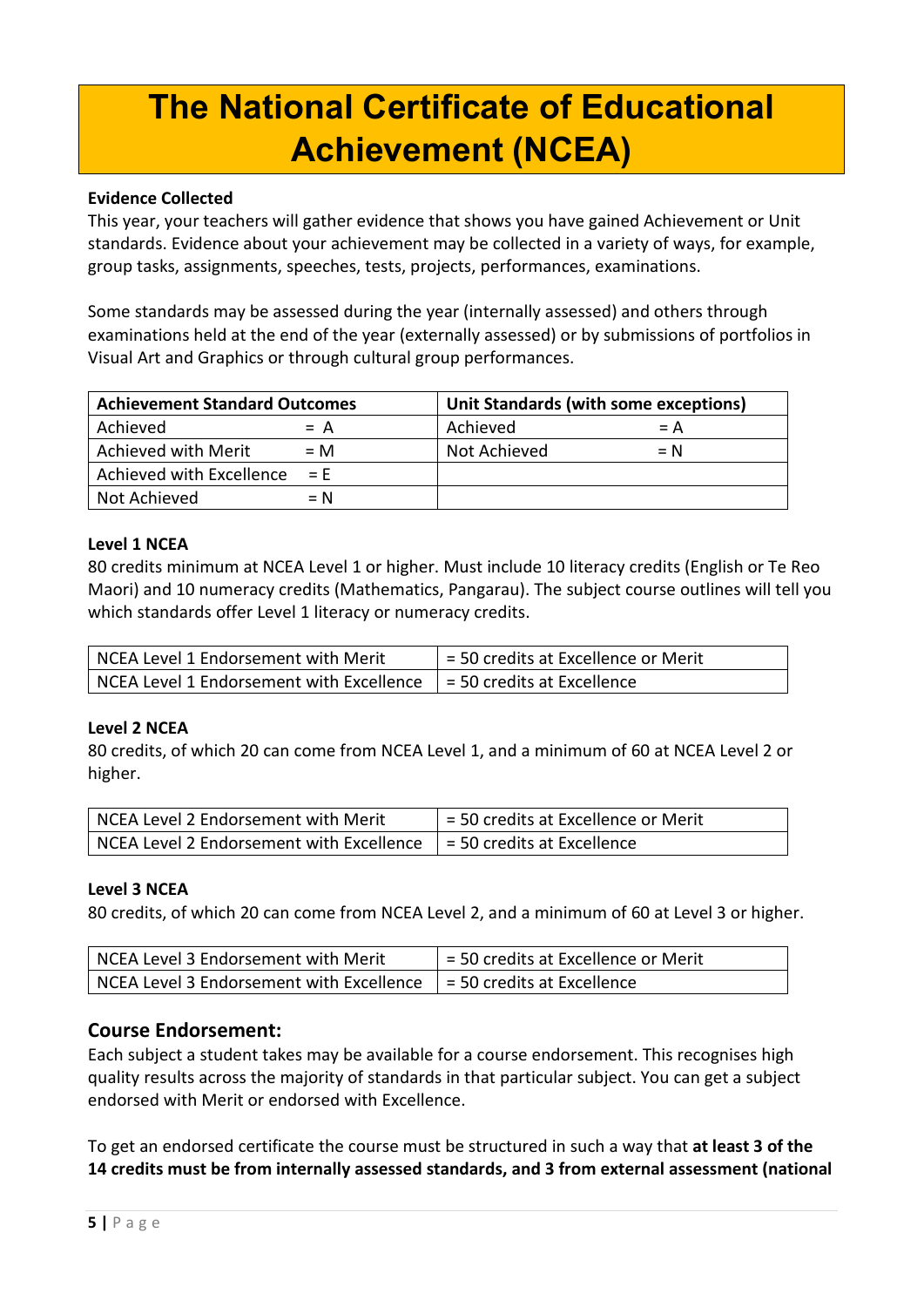# The National Certificate of Educational Achievement (NCEA)

**Evidence Collected**

This year, your teachers will gather evidence that shows you have gained Achievement or Unit standards. Evidence about your achievement may be collected in a variety of ways, for example, group tasks, assignments, speeches, tests, projects, performances, examinations.

Some standards may be assessed during the year (internally assessed) and others through examinations held at the end of the year (externally assessed) or by submissions of portfolios in Visual Art and Graphics or through cultural group performances.

| Achievement Standard Outcomes | | Unit Standards (with some exceptions) | |
|---|---|---|---|
| Achieved | = A | Achieved | = A |
| Achieved with Merit | = M | Not Achieved | = N |
| Achieved with Excellence | = E | | |
| Not Achieved | = N | | |

**Level 1 NCEA**

80 credits minimum at NCEA Level 1 or higher. Must include 10 literacy credits (English or Te Reo Maori) and 10 numeracy credits (Mathematics, Pangarau). The subject course outlines will tell you which standards offer Level 1 literacy or numeracy credits.

| NCEA Level 1 Endorsement with Merit | = 50 credits at Excellence or Merit |
|---|---|
| NCEA Level 1 Endorsement with Excellence | = 50 credits at Excellence |

**Level 2 NCEA**

80 credits, of which 20 can come from NCEA Level 1, and a minimum of 60 at NCEA Level 2 or higher.

| NCEA Level 2 Endorsement with Merit | = 50 credits at Excellence or Merit |
|---|---|
| NCEA Level 2 Endorsement with Excellence | = 50 credits at Excellence |

**Level 3 NCEA**

80 credits, of which 20 can come from NCEA Level 2, and a minimum of 60 at Level 3 or higher.

| NCEA Level 3 Endorsement with Merit | = 50 credits at Excellence or Merit |
|---|---|
| NCEA Level 3 Endorsement with Excellence | = 50 credits at Excellence |

## Course Endorsement:

Each subject a student takes may be available for a course endorsement. This recognises high quality results across the majority of standards in that particular subject. You can get a subject endorsed with Merit or endorsed with Excellence.

To get an endorsed certificate the course must be structured in such a way that **at least 3 of the 14 credits must be from internally assessed standards, and 3 from external assessment (national**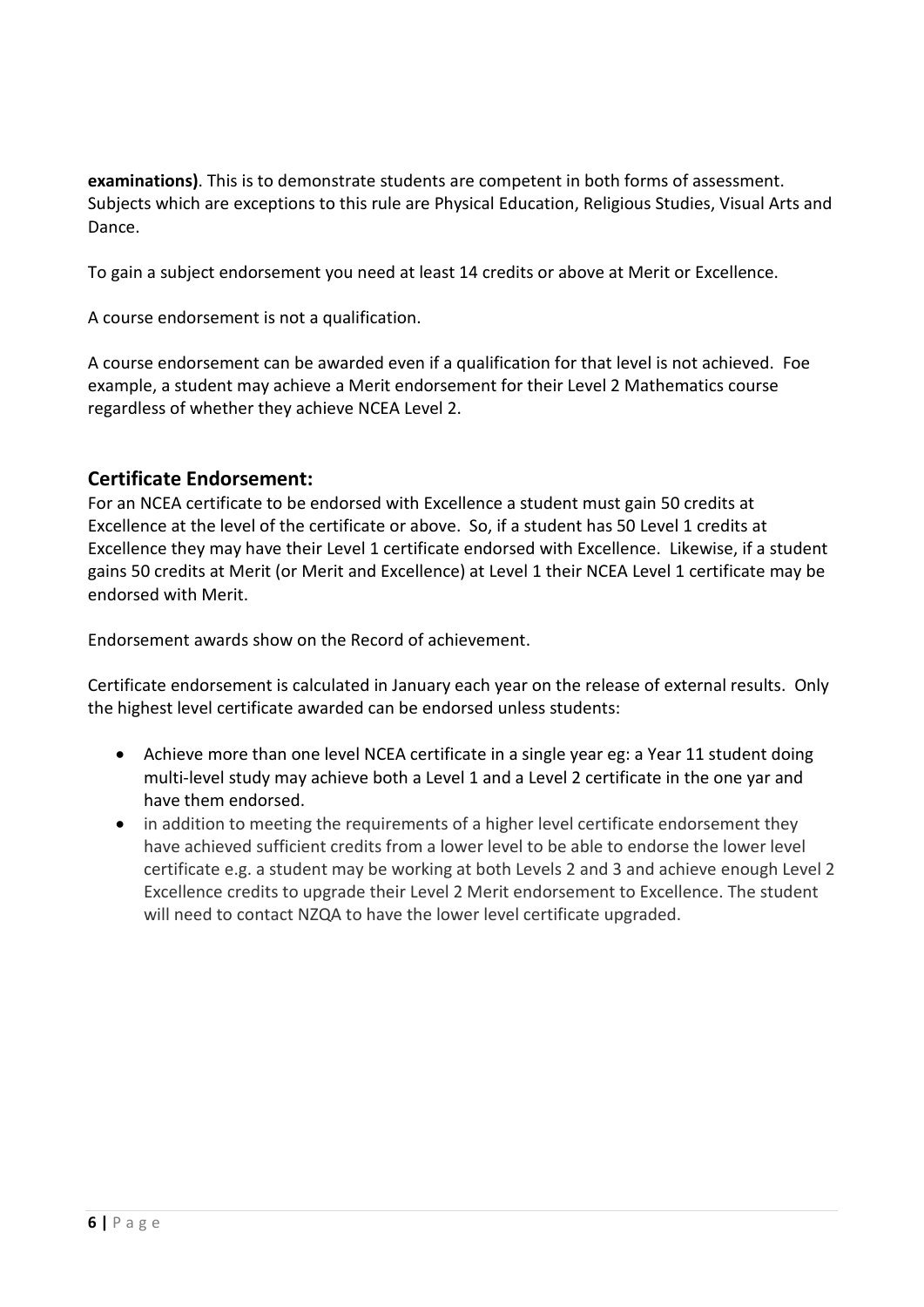**examinations)**. This is to demonstrate students are competent in both forms of assessment. Subjects which are exceptions to this rule are Physical Education, Religious Studies, Visual Arts and Dance.

To gain a subject endorsement you need at least 14 credits or above at Merit or Excellence.

A course endorsement is not a qualification.

A course endorsement can be awarded even if a qualification for that level is not achieved. Foe example, a student may achieve a Merit endorsement for their Level 2 Mathematics course regardless of whether they achieve NCEA Level 2.

## Certificate Endorsement:

For an NCEA certificate to be endorsed with Excellence a student must gain 50 credits at Excellence at the level of the certificate or above. So, if a student has 50 Level 1 credits at Excellence they may have their Level 1 certificate endorsed with Excellence. Likewise, if a student gains 50 credits at Merit (or Merit and Excellence) at Level 1 their NCEA Level 1 certificate may be endorsed with Merit.

Endorsement awards show on the Record of achievement.

Certificate endorsement is calculated in January each year on the release of external results. Only the highest level certificate awarded can be endorsed unless students:

- Achieve more than one level NCEA certificate in a single year eg: a Year 11 student doing multi-level study may achieve both a Level 1 and a Level 2 certificate in the one yar and have them endorsed.
- in addition to meeting the requirements of a higher level certificate endorsement they have achieved sufficient credits from a lower level to be able to endorse the lower level certificate e.g. a student may be working at both Levels 2 and 3 and achieve enough Level 2 Excellence credits to upgrade their Level 2 Merit endorsement to Excellence. The student will need to contact NZQA to have the lower level certificate upgraded.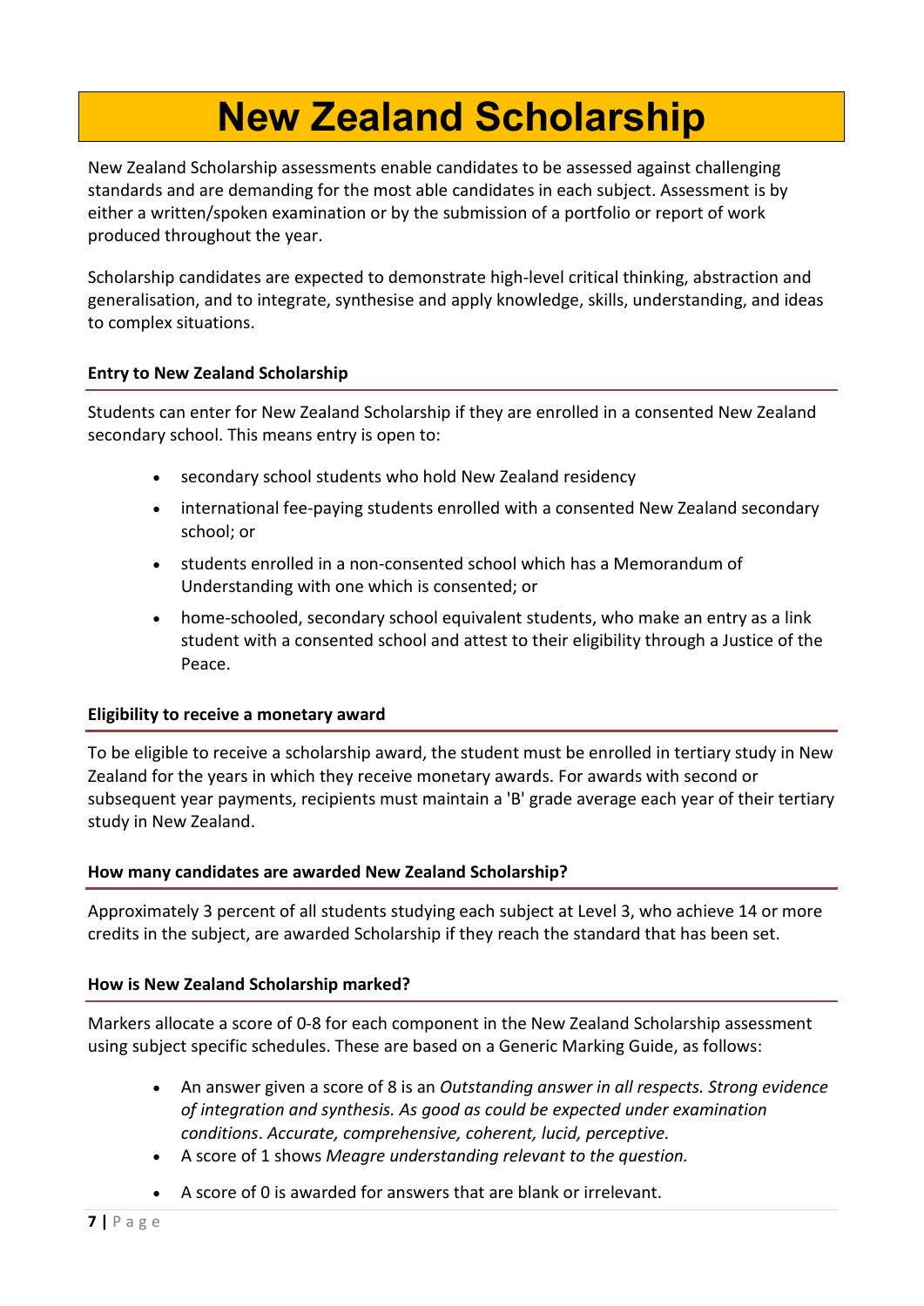# New Zealand Scholarship

New Zealand Scholarship assessments enable candidates to be assessed against challenging standards and are demanding for the most able candidates in each subject. Assessment is by either a written/spoken examination or by the submission of a portfolio or report of work produced throughout the year.

Scholarship candidates are expected to demonstrate high-level critical thinking, abstraction and generalisation, and to integrate, synthesise and apply knowledge, skills, understanding, and ideas to complex situations.

### Entry to New Zealand Scholarship

Students can enter for New Zealand Scholarship if they are enrolled in a consented New Zealand secondary school. This means entry is open to:

- secondary school students who hold New Zealand residency
- international fee-paying students enrolled with a consented New Zealand secondary school; or
- students enrolled in a non-consented school which has a Memorandum of Understanding with one which is consented; or
- home-schooled, secondary school equivalent students, who make an entry as a link student with a consented school and attest to their eligibility through a Justice of the Peace.

### Eligibility to receive a monetary award

To be eligible to receive a scholarship award, the student must be enrolled in tertiary study in New Zealand for the years in which they receive monetary awards. For awards with second or subsequent year payments, recipients must maintain a 'B' grade average each year of their tertiary study in New Zealand.

### How many candidates are awarded New Zealand Scholarship?

Approximately 3 percent of all students studying each subject at Level 3, who achieve 14 or more credits in the subject, are awarded Scholarship if they reach the standard that has been set.

### How is New Zealand Scholarship marked?

Markers allocate a score of 0-8 for each component in the New Zealand Scholarship assessment using subject specific schedules. These are based on a Generic Marking Guide, as follows:

- An answer given a score of 8 is an *Outstanding answer in all respects. Strong evidence of integration and synthesis. As good as could be expected under examination conditions*. *Accurate, comprehensive, coherent, lucid, perceptive.*
- A score of 1 shows *Meagre understanding relevant to the question.*
- A score of 0 is awarded for answers that are blank or irrelevant.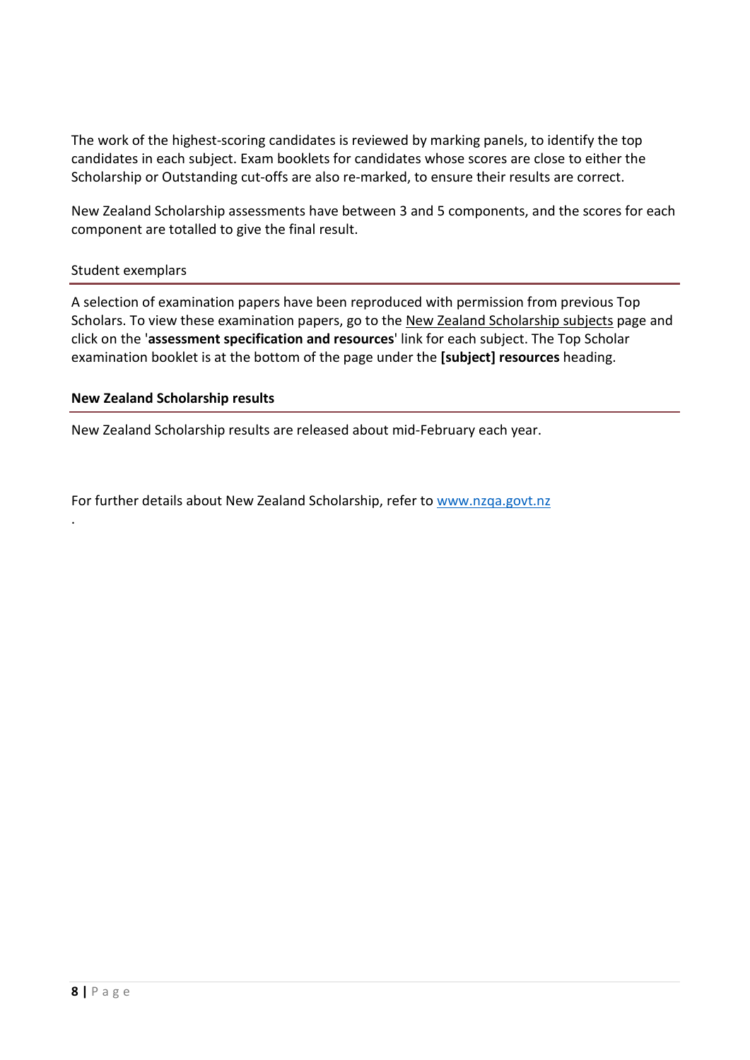The work of the highest-scoring candidates is reviewed by marking panels, to identify the top candidates in each subject. Exam booklets for candidates whose scores are close to either the Scholarship or Outstanding cut-offs are also re-marked, to ensure their results are correct.

New Zealand Scholarship assessments have between 3 and 5 components, and the scores for each component are totalled to give the final result.

## Student exemplars

A selection of examination papers have been reproduced with permission from previous Top Scholars. To view these examination papers, go to the New Zealand Scholarship subjects page and click on the '**assessment specification and resources**' link for each subject. The Top Scholar examination booklet is at the bottom of the page under the **[subject] resources** heading.

## New Zealand Scholarship results

New Zealand Scholarship results are released about mid-February each year.

For further details about New Zealand Scholarship, refer to www.nzqa.govt.nz

.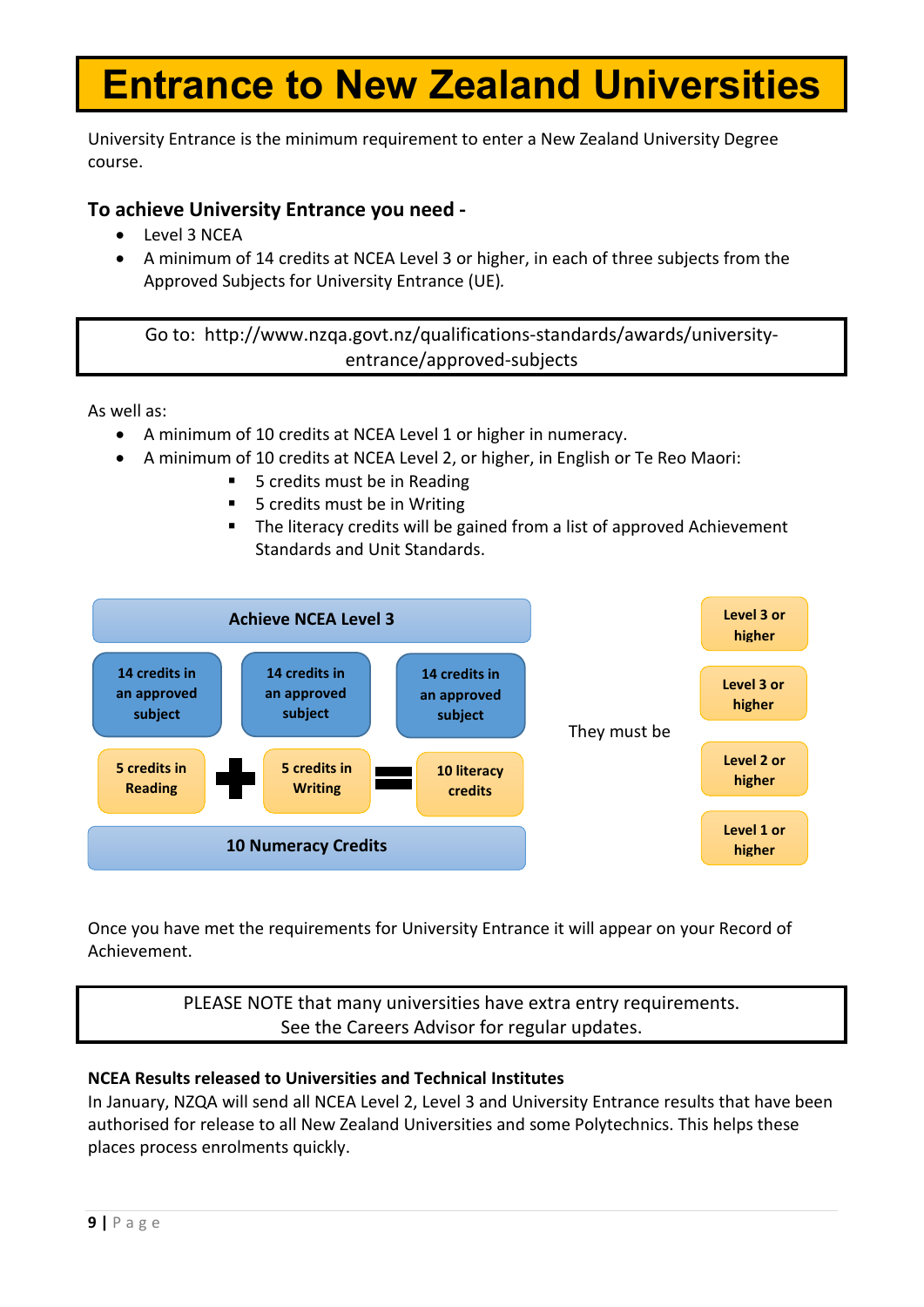# Entrance to New Zealand Universities

University Entrance is the minimum requirement to enter a New Zealand University Degree course.

### To achieve University Entrance you need -

- Level 3 NCEA
- A minimum of 14 credits at NCEA Level 3 or higher, in each of three subjects from the Approved Subjects for University Entrance (UE).

> Go to: http://www.nzqa.govt.nz/qualifications-standards/awards/university-entrance/approved-subjects

As well as:

- A minimum of 10 credits at NCEA Level 1 or higher in numeracy.
- A minimum of 10 credits at NCEA Level 2, or higher, in English or Te Reo Maori:
  - 5 credits must be in Reading
  - 5 credits must be in Writing
  - The literacy credits will be gained from a list of approved Achievement Standards and Unit Standards.

| Requirement | | | They must be |
|---|---|---|---|
| Achieve NCEA Level 3 | | | Level 3 or higher |
| 14 credits in an approved subject | 14 credits in an approved subject | 14 credits in an approved subject | Level 3 or higher |
| 5 credits in Reading + | 5 credits in Writing = | 10 literacy credits | Level 2 or higher |
| 10 Numeracy Credits | | | Level 1 or higher |

Once you have met the requirements for University Entrance it will appear on your Record of Achievement.

> PLEASE NOTE that many universities have extra entry requirements.
> See the Careers Advisor for regular updates.

**NCEA Results released to Universities and Technical Institutes**

In January, NZQA will send all NCEA Level 2, Level 3 and University Entrance results that have been authorised for release to all New Zealand Universities and some Polytechnics. This helps these places process enrolments quickly.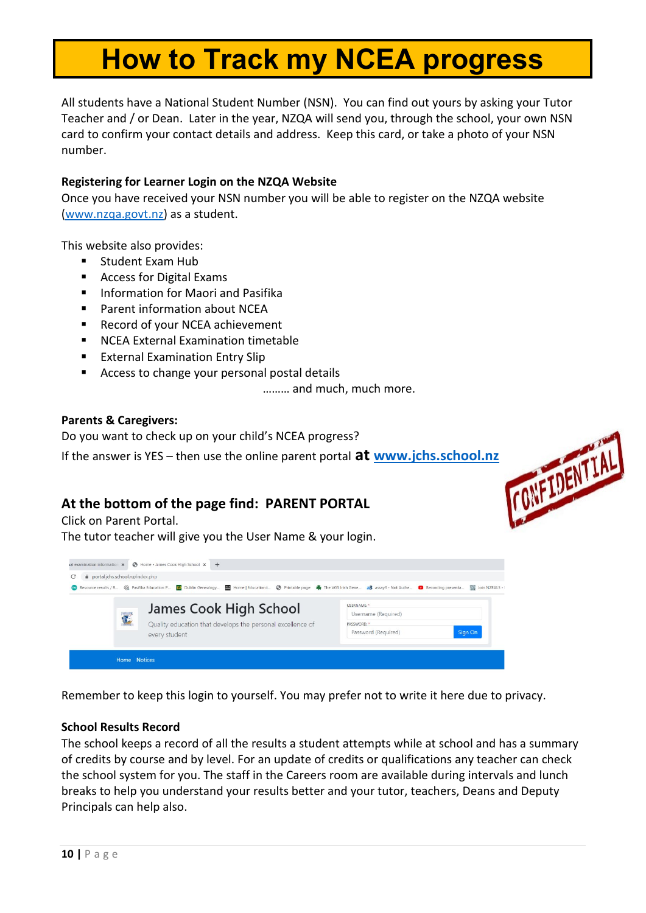# How to Track my NCEA progress

All students have a National Student Number (NSN). You can find out yours by asking your Tutor Teacher and / or Dean. Later in the year, NZQA will send you, through the school, your own NSN card to confirm your contact details and address. Keep this card, or take a photo of your NSN number.

**Registering for Learner Login on the NZQA Website**

Once you have received your NSN number you will be able to register on the NZQA website ([www.nzqa.govt.nz](www.nzqa.govt.nz)) as a student.

This website also provides:

- Student Exam Hub
- Access for Digital Exams
- Information for Maori and Pasifika
- Parent information about NCEA
- Record of your NCEA achievement
- NCEA External Examination timetable
- External Examination Entry Slip
- Access to change your personal postal details

……… and much, much more.

**Parents & Caregivers:**

Do you want to check up on your child's NCEA progress?

If the answer is YES – then use the online parent portal **at** [**www.jchs.school.nz**](www.jchs.school.nz)

CONFIDENTIAL

## At the bottom of the page find: PARENT PORTAL

Click on Parent Portal.

The tutor teacher will give you the User Name & your login.

Remember to keep this login to yourself. You may prefer not to write it here due to privacy.

**School Results Record**

The school keeps a record of all the results a student attempts while at school and has a summary of credits by course and by level. For an update of credits or qualifications any teacher can check the school system for you. The staff in the Careers room are available during intervals and lunch breaks to help you understand your results better and your tutor, teachers, Deans and Deputy Principals can help also.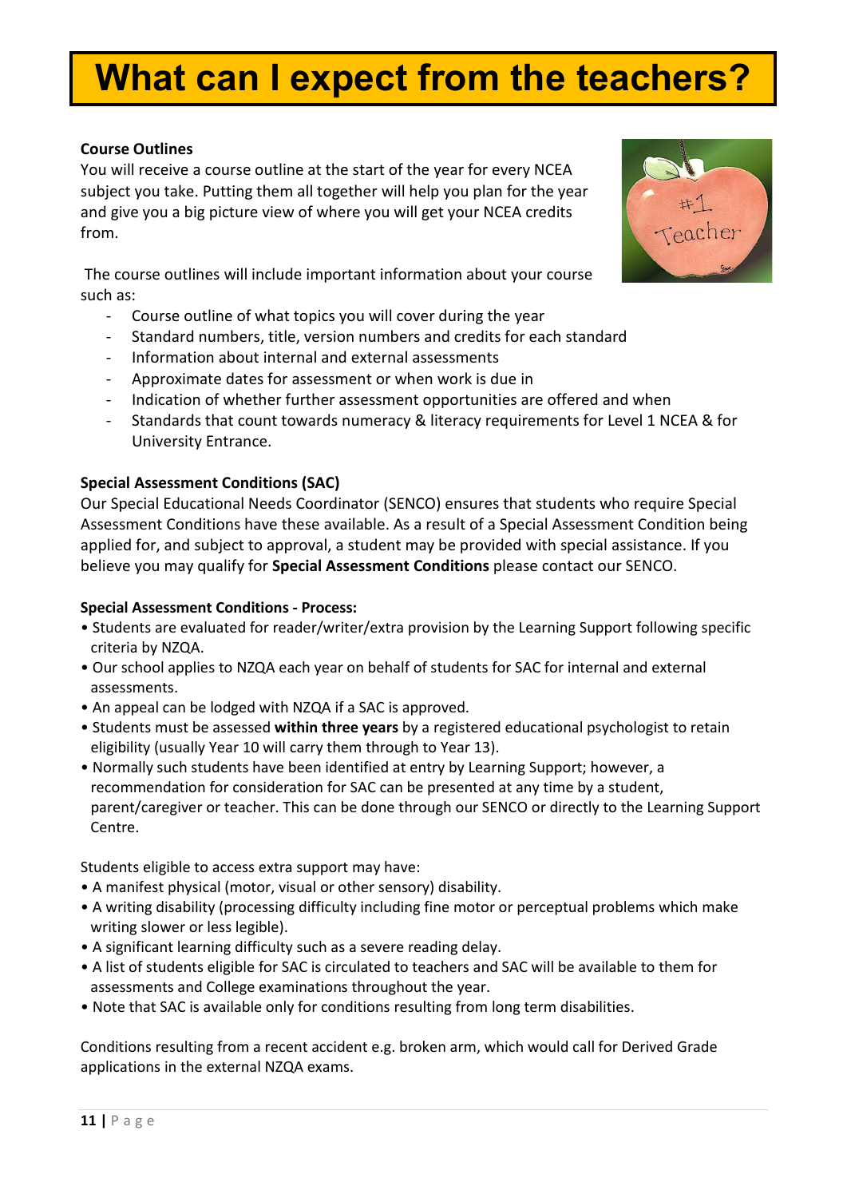# What can I expect from the teachers?

**Course Outlines**

You will receive a course outline at the start of the year for every NCEA subject you take. Putting them all together will help you plan for the year and give you a big picture view of where you will get your NCEA credits from.

The course outlines will include important information about your course such as:

- Course outline of what topics you will cover during the year
- Standard numbers, title, version numbers and credits for each standard
- Information about internal and external assessments
- Approximate dates for assessment or when work is due in
- Indication of whether further assessment opportunities are offered and when
- Standards that count towards numeracy & literacy requirements for Level 1 NCEA & for University Entrance.

**Special Assessment Conditions (SAC)**

Our Special Educational Needs Coordinator (SENCO) ensures that students who require Special Assessment Conditions have these available. As a result of a Special Assessment Condition being applied for, and subject to approval, a student may be provided with special assistance. If you believe you may qualify for **Special Assessment Conditions** please contact our SENCO.

**Special Assessment Conditions - Process:**

- Students are evaluated for reader/writer/extra provision by the Learning Support following specific criteria by NZQA.
- Our school applies to NZQA each year on behalf of students for SAC for internal and external assessments.
- An appeal can be lodged with NZQA if a SAC is approved.
- Students must be assessed **within three years** by a registered educational psychologist to retain eligibility (usually Year 10 will carry them through to Year 13).
- Normally such students have been identified at entry by Learning Support; however, a recommendation for consideration for SAC can be presented at any time by a student, parent/caregiver or teacher. This can be done through our SENCO or directly to the Learning Support Centre.

Students eligible to access extra support may have:

- A manifest physical (motor, visual or other sensory) disability.
- A writing disability (processing difficulty including fine motor or perceptual problems which make writing slower or less legible).
- A significant learning difficulty such as a severe reading delay.
- A list of students eligible for SAC is circulated to teachers and SAC will be available to them for assessments and College examinations throughout the year.
- Note that SAC is available only for conditions resulting from long term disabilities.

Conditions resulting from a recent accident e.g. broken arm, which would call for Derived Grade applications in the external NZQA exams.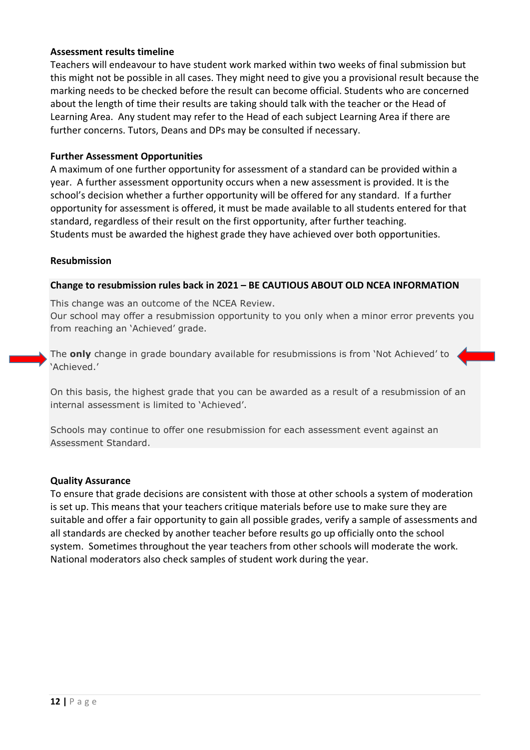**Assessment results timeline**

Teachers will endeavour to have student work marked within two weeks of final submission but this might not be possible in all cases. They might need to give you a provisional result because the marking needs to be checked before the result can become official. Students who are concerned about the length of time their results are taking should talk with the teacher or the Head of Learning Area. Any student may refer to the Head of each subject Learning Area if there are further concerns. Tutors, Deans and DPs may be consulted if necessary.

**Further Assessment Opportunities**

A maximum of one further opportunity for assessment of a standard can be provided within a year. A further assessment opportunity occurs when a new assessment is provided. It is the school's decision whether a further opportunity will be offered for any standard. If a further opportunity for assessment is offered, it must be made available to all students entered for that standard, regardless of their result on the first opportunity, after further teaching.
Students must be awarded the highest grade they have achieved over both opportunities.

**Resubmission**

**Change to resubmission rules back in 2021 – BE CAUTIOUS ABOUT OLD NCEA INFORMATION**

This change was an outcome of the NCEA Review.
Our school may offer a resubmission opportunity to you only when a minor error prevents you from reaching an 'Achieved' grade.

The **only** change in grade boundary available for resubmissions is from 'Not Achieved' to 'Achieved.'

On this basis, the highest grade that you can be awarded as a result of a resubmission of an internal assessment is limited to 'Achieved'.

Schools may continue to offer one resubmission for each assessment event against an Assessment Standard.

**Quality Assurance**

To ensure that grade decisions are consistent with those at other schools a system of moderation is set up. This means that your teachers critique materials before use to make sure they are suitable and offer a fair opportunity to gain all possible grades, verify a sample of assessments and all standards are checked by another teacher before results go up officially onto the school system. Sometimes throughout the year teachers from other schools will moderate the work. National moderators also check samples of student work during the year.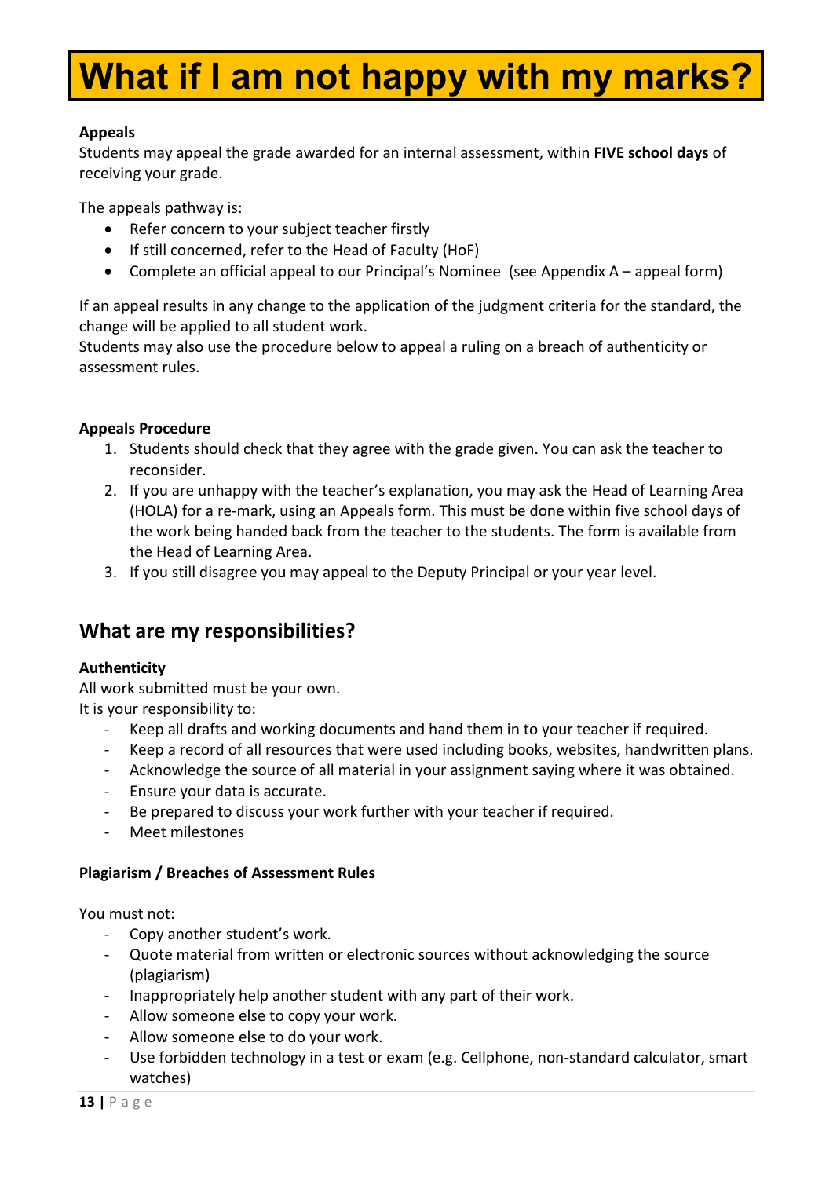# What if I am not happy with my marks?

**Appeals**

Students may appeal the grade awarded for an internal assessment, within **FIVE school days** of receiving your grade.

The appeals pathway is:

- Refer concern to your subject teacher firstly
- If still concerned, refer to the Head of Faculty (HoF)
- Complete an official appeal to our Principal's Nominee (see Appendix A – appeal form)

If an appeal results in any change to the application of the judgment criteria for the standard, the change will be applied to all student work.

Students may also use the procedure below to appeal a ruling on a breach of authenticity or assessment rules.

**Appeals Procedure**

1. Students should check that they agree with the grade given. You can ask the teacher to reconsider.
2. If you are unhappy with the teacher's explanation, you may ask the Head of Learning Area (HOLA) for a re-mark, using an Appeals form. This must be done within five school days of the work being handed back from the teacher to the students. The form is available from the Head of Learning Area.
3. If you still disagree you may appeal to the Deputy Principal or your year level.

## What are my responsibilities?

**Authenticity**

All work submitted must be your own.
It is your responsibility to:

- Keep all drafts and working documents and hand them in to your teacher if required.
- Keep a record of all resources that were used including books, websites, handwritten plans.
- Acknowledge the source of all material in your assignment saying where it was obtained.
- Ensure your data is accurate.
- Be prepared to discuss your work further with your teacher if required.
- Meet milestones

**Plagiarism / Breaches of Assessment Rules**

You must not:

- Copy another student's work.
- Quote material from written or electronic sources without acknowledging the source (plagiarism)
- Inappropriately help another student with any part of their work.
- Allow someone else to copy your work.
- Allow someone else to do your work.
- Use forbidden technology in a test or exam (e.g. Cellphone, non-standard calculator, smart watches)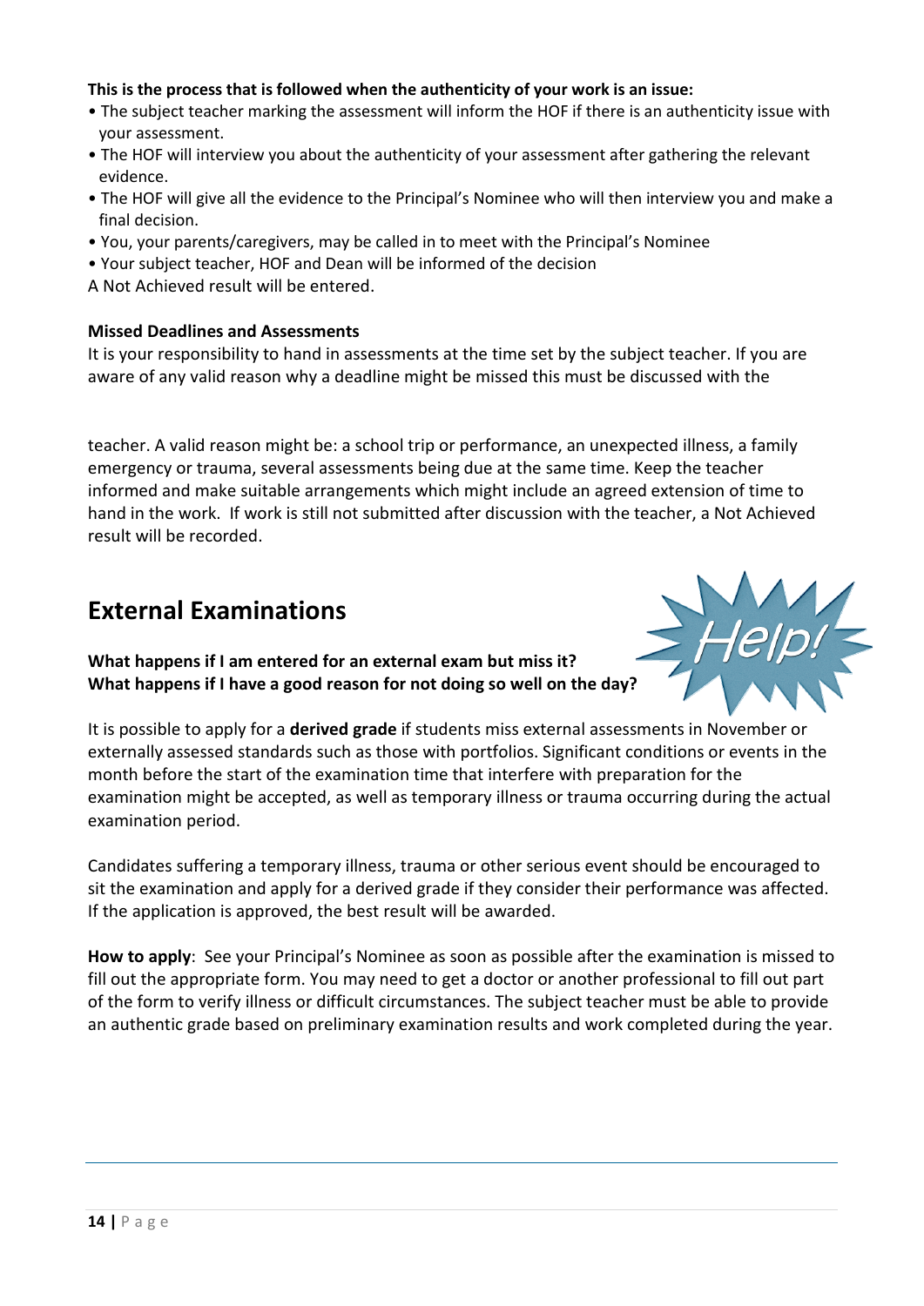**This is the process that is followed when the authenticity of your work is an issue:**

- The subject teacher marking the assessment will inform the HOF if there is an authenticity issue with your assessment.
- The HOF will interview you about the authenticity of your assessment after gathering the relevant evidence.
- The HOF will give all the evidence to the Principal's Nominee who will then interview you and make a final decision.
- You, your parents/caregivers, may be called in to meet with the Principal's Nominee
- Your subject teacher, HOF and Dean will be informed of the decision

A Not Achieved result will be entered.

**Missed Deadlines and Assessments**

It is your responsibility to hand in assessments at the time set by the subject teacher. If you are aware of any valid reason why a deadline might be missed this must be discussed with the teacher. A valid reason might be: a school trip or performance, an unexpected illness, a family emergency or trauma, several assessments being due at the same time. Keep the teacher informed and make suitable arrangements which might include an agreed extension of time to hand in the work. If work is still not submitted after discussion with the teacher, a Not Achieved result will be recorded.

## External Examinations

Help!

**What happens if I am entered for an external exam but miss it?**
**What happens if I have a good reason for not doing so well on the day?**

It is possible to apply for a **derived grade** if students miss external assessments in November or externally assessed standards such as those with portfolios. Significant conditions or events in the month before the start of the examination time that interfere with preparation for the examination might be accepted, as well as temporary illness or trauma occurring during the actual examination period.

Candidates suffering a temporary illness, trauma or other serious event should be encouraged to sit the examination and apply for a derived grade if they consider their performance was affected. If the application is approved, the best result will be awarded.

**How to apply**: See your Principal's Nominee as soon as possible after the examination is missed to fill out the appropriate form. You may need to get a doctor or another professional to fill out part of the form to verify illness or difficult circumstances. The subject teacher must be able to provide an authentic grade based on preliminary examination results and work completed during the year.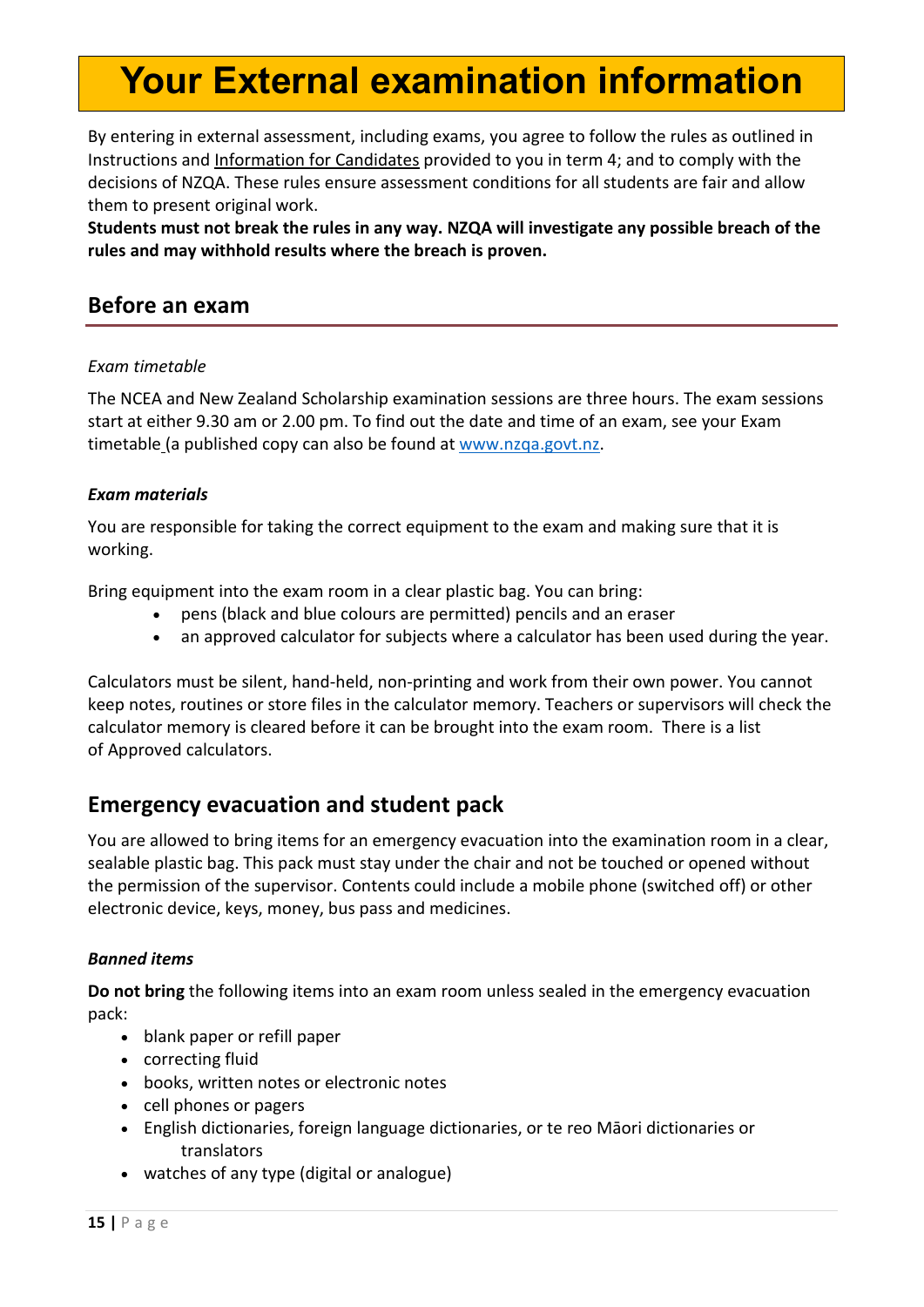# Your External examination information

By entering in external assessment, including exams, you agree to follow the rules as outlined in Instructions and Information for Candidates provided to you in term 4; and to comply with the decisions of NZQA. These rules ensure assessment conditions for all students are fair and allow them to present original work.

**Students must not break the rules in any way. NZQA will investigate any possible breach of the rules and may withhold results where the breach is proven.**

## Before an exam

*Exam timetable*

The NCEA and New Zealand Scholarship examination sessions are three hours. The exam sessions start at either 9.30 am or 2.00 pm. To find out the date and time of an exam, see your Exam timetable (a published copy can also be found at www.nzqa.govt.nz.

***Exam materials***

You are responsible for taking the correct equipment to the exam and making sure that it is working.

Bring equipment into the exam room in a clear plastic bag. You can bring:

- pens (black and blue colours are permitted) pencils and an eraser
- an approved calculator for subjects where a calculator has been used during the year.

Calculators must be silent, hand-held, non-printing and work from their own power. You cannot keep notes, routines or store files in the calculator memory. Teachers or supervisors will check the calculator memory is cleared before it can be brought into the exam room. There is a list of Approved calculators.

## Emergency evacuation and student pack

You are allowed to bring items for an emergency evacuation into the examination room in a clear, sealable plastic bag. This pack must stay under the chair and not be touched or opened without the permission of the supervisor. Contents could include a mobile phone (switched off) or other electronic device, keys, money, bus pass and medicines.

***Banned items***

**Do not bring** the following items into an exam room unless sealed in the emergency evacuation pack:

- blank paper or refill paper
- correcting fluid
- books, written notes or electronic notes
- cell phones or pagers
- English dictionaries, foreign language dictionaries, or te reo Māori dictionaries or translators
- watches of any type (digital or analogue)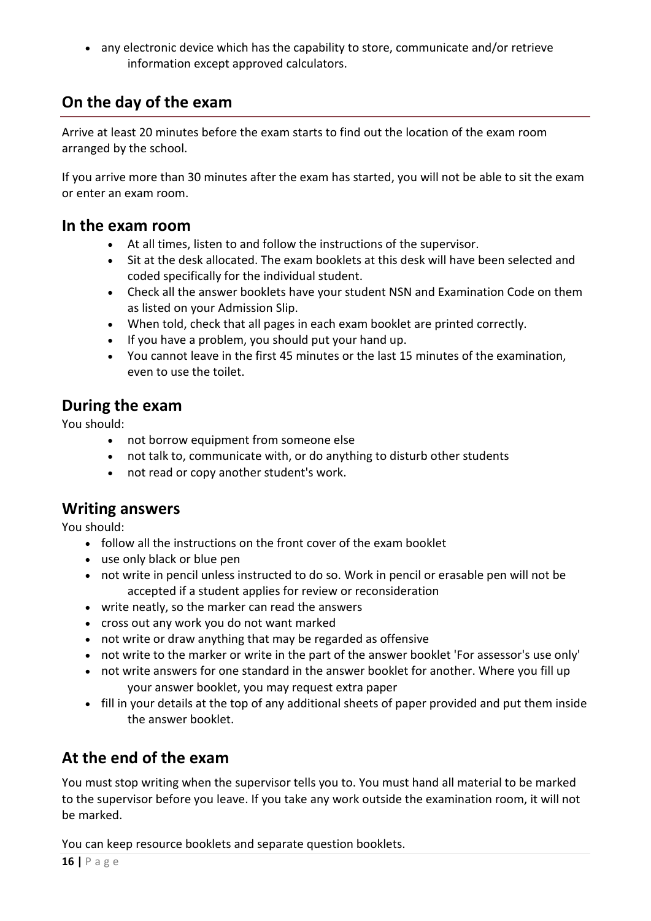- any electronic device which has the capability to store, communicate and/or retrieve information except approved calculators.

## On the day of the exam

Arrive at least 20 minutes before the exam starts to find out the location of the exam room arranged by the school.

If you arrive more than 30 minutes after the exam has started, you will not be able to sit the exam or enter an exam room.

### In the exam room

- At all times, listen to and follow the instructions of the supervisor.
- Sit at the desk allocated. The exam booklets at this desk will have been selected and coded specifically for the individual student.
- Check all the answer booklets have your student NSN and Examination Code on them as listed on your Admission Slip.
- When told, check that all pages in each exam booklet are printed correctly.
- If you have a problem, you should put your hand up.
- You cannot leave in the first 45 minutes or the last 15 minutes of the examination, even to use the toilet.

### During the exam

You should:

- not borrow equipment from someone else
- not talk to, communicate with, or do anything to disturb other students
- not read or copy another student's work.

### Writing answers

You should:

- follow all the instructions on the front cover of the exam booklet
- use only black or blue pen
- not write in pencil unless instructed to do so. Work in pencil or erasable pen will not be accepted if a student applies for review or reconsideration
- write neatly, so the marker can read the answers
- cross out any work you do not want marked
- not write or draw anything that may be regarded as offensive
- not write to the marker or write in the part of the answer booklet 'For assessor's use only'
- not write answers for one standard in the answer booklet for another. Where you fill up your answer booklet, you may request extra paper
- fill in your details at the top of any additional sheets of paper provided and put them inside the answer booklet.

## At the end of the exam

You must stop writing when the supervisor tells you to. You must hand all material to be marked to the supervisor before you leave. If you take any work outside the examination room, it will not be marked.

You can keep resource booklets and separate question booklets.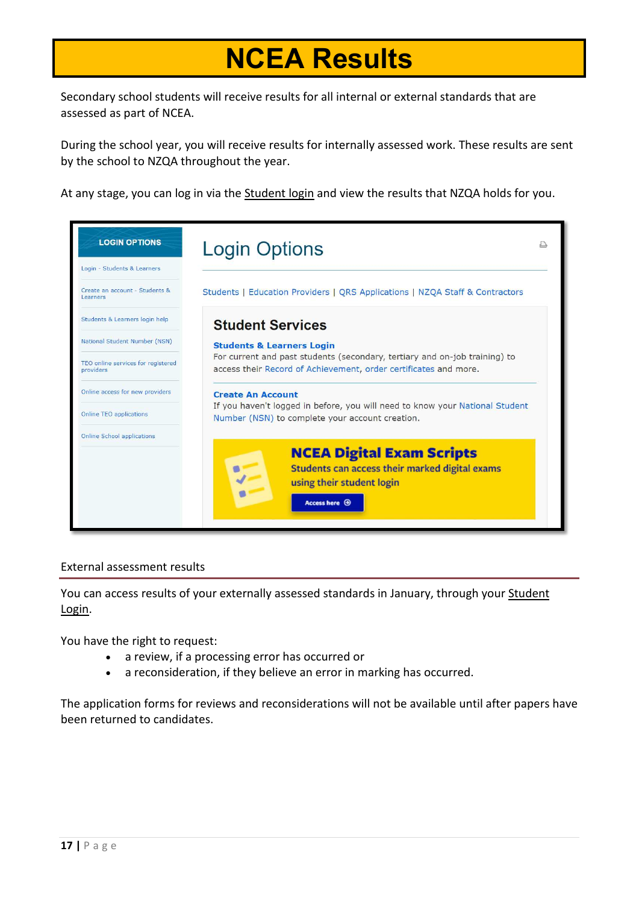# NCEA Results

Secondary school students will receive results for all internal or external standards that are assessed as part of NCEA.

During the school year, you will receive results for internally assessed work. These results are sent by the school to NZQA throughout the year.

At any stage, you can log in via the Student login and view the results that NZQA holds for you.

LOGIN OPTIONS

Login - Students & Learners

Create an account - Students & Learners

Students & Learners login help

National Student Number (NSN)

TEO online services for registered providers

Online access for new providers

Online TEO applications

Online School applications

## Login Options

Students | Education Providers | QRS Applications | NZQA Staff & Contractors

### Student Services

**Students & Learners Login**

For current and past students (secondary, tertiary and on-job training) to access their Record of Achievement, order certificates and more.

**Create An Account**

If you haven't logged in before, you will need to know your National Student Number (NSN) to complete your account creation.

**NCEA Digital Exam Scripts**

Students can access their marked digital exams using their student login

Access here

## External assessment results

You can access results of your externally assessed standards in January, through your Student Login.

You have the right to request:

- a review, if a processing error has occurred or
- a reconsideration, if they believe an error in marking has occurred.

The application forms for reviews and reconsiderations will not be available until after papers have been returned to candidates.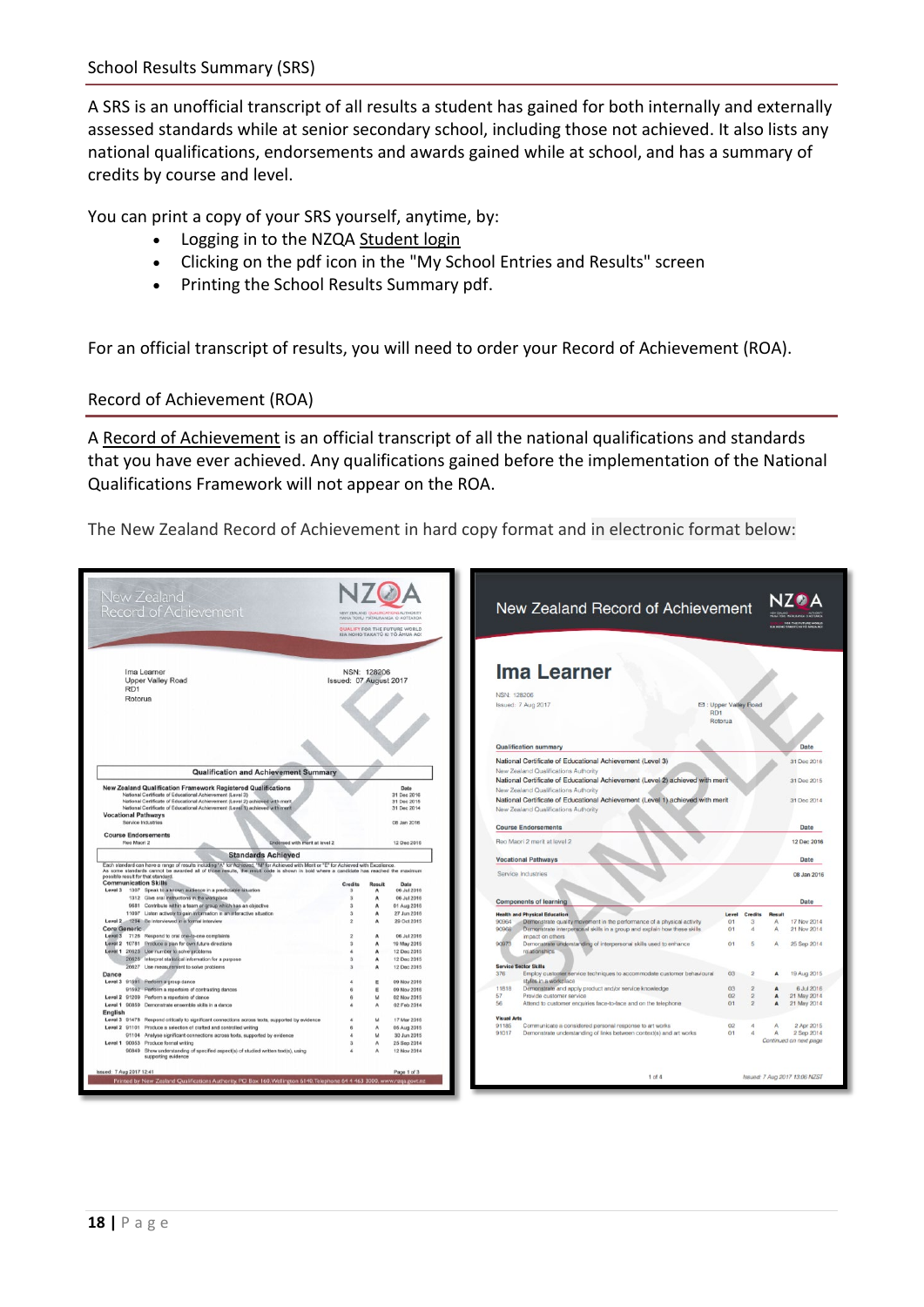## School Results Summary (SRS)

A SRS is an unofficial transcript of all results a student has gained for both internally and externally assessed standards while at senior secondary school, including those not achieved. It also lists any national qualifications, endorsements and awards gained while at school, and has a summary of credits by course and level.

You can print a copy of your SRS yourself, anytime, by:

- Logging in to the NZQA Student login
- Clicking on the pdf icon in the "My School Entries and Results" screen
- Printing the School Results Summary pdf.

For an official transcript of results, you will need to order your Record of Achievement (ROA).

## Record of Achievement (ROA)

A Record of Achievement is an official transcript of all the national qualifications and standards that you have ever achieved. Any qualifications gained before the implementation of the National Qualifications Framework will not appear on the ROA.

The New Zealand Record of Achievement in hard copy format and in electronic format below: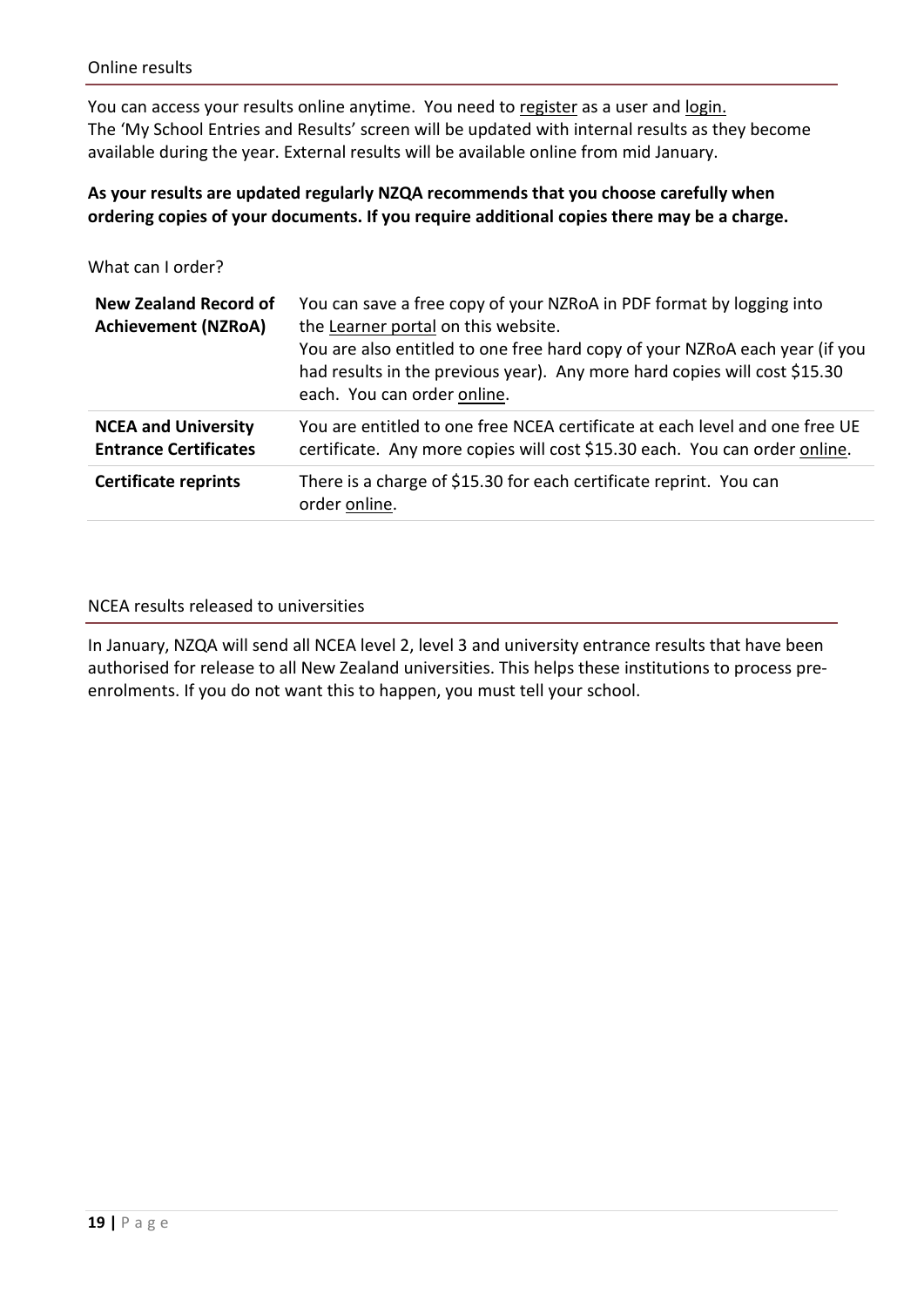## Online results

You can access your results online anytime. You need to register as a user and login.
The 'My School Entries and Results' screen will be updated with internal results as they become available during the year. External results will be available online from mid January.

**As your results are updated regularly NZQA recommends that you choose carefully when ordering copies of your documents. If you require additional copies there may be a charge.**

What can I order?

| | |
|---|---|
| **New Zealand Record of Achievement (NZRoA)** | You can save a free copy of your NZRoA in PDF format by logging into the Learner portal on this website. You are also entitled to one free hard copy of your NZRoA each year (if you had results in the previous year). Any more hard copies will cost $15.30 each. You can order online. |
| **NCEA and University Entrance Certificates** | You are entitled to one free NCEA certificate at each level and one free UE certificate. Any more copies will cost $15.30 each. You can order online. |
| **Certificate reprints** | There is a charge of $15.30 for each certificate reprint. You can order online. |

## NCEA results released to universities

In January, NZQA will send all NCEA level 2, level 3 and university entrance results that have been authorised for release to all New Zealand universities. This helps these institutions to process pre-enrolments. If you do not want this to happen, you must tell your school.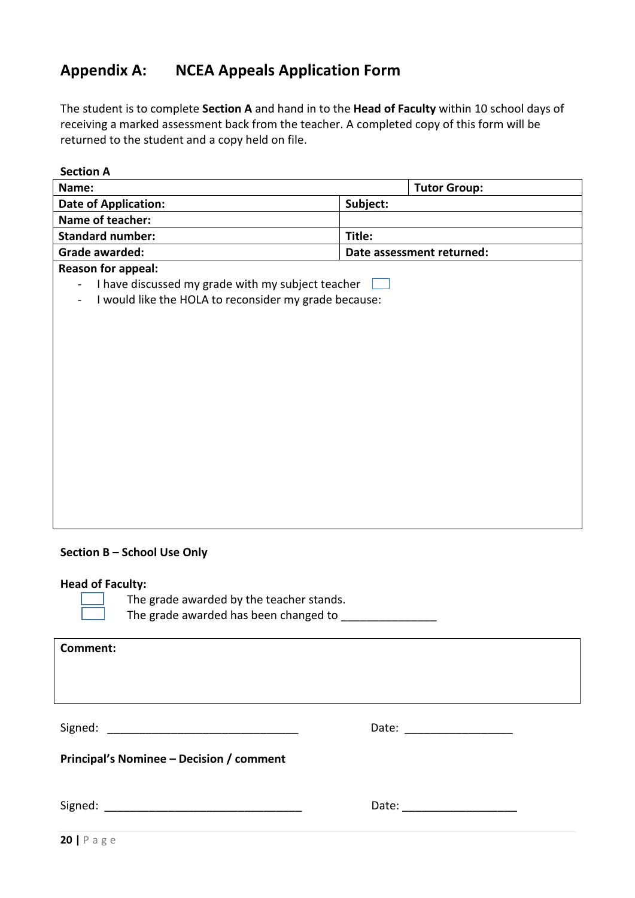## Appendix A: NCEA Appeals Application Form

The student is to complete **Section A** and hand in to the **Head of Faculty** within 10 school days of receiving a marked assessment back from the teacher. A completed copy of this form will be returned to the student and a copy held on file.

**Section A**

| | | |
|---|---|---|
| **Name:** | | **Tutor Group:** |
| **Date of Application:** | **Subject:** | |
| **Name of teacher:** | | |
| **Standard number:** | **Title:** | |
| **Grade awarded:** | **Date assessment returned:** | |

**Reason for appeal:**

- I have discussed my grade with my subject teacher ☐
- I would like the HOLA to reconsider my grade because:

**Section B – School Use Only**

**Head of Faculty:**

☐ The grade awarded by the teacher stands.
☐ The grade awarded has been changed to _______________

**Comment:**

Signed: _______________________________ Date: _________________

**Principal's Nominee – Decision / comment**

Signed: _______________________________ Date: __________________